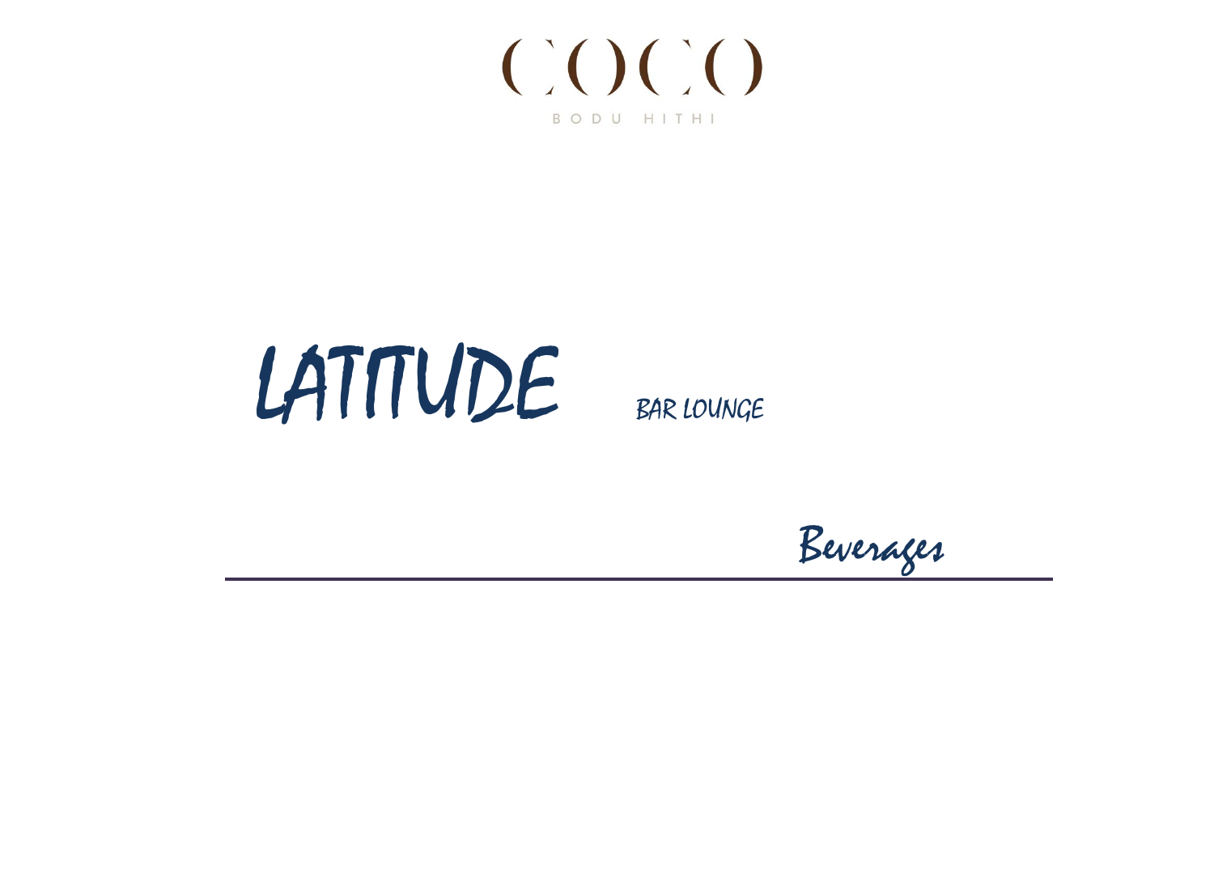# COCO

BODU HITHI

# LATITUDE BAR LOUNGE

## Beverages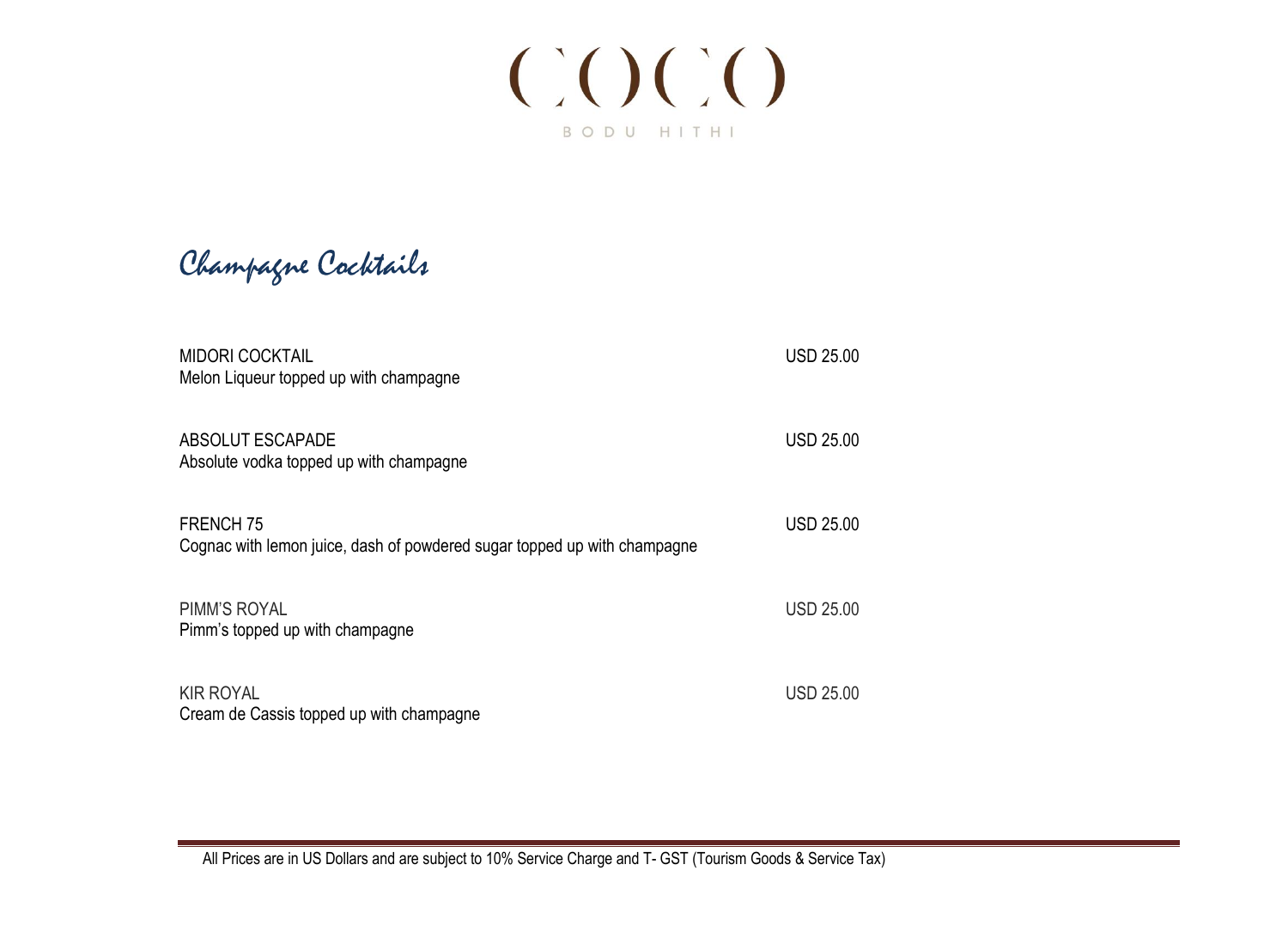COCO

BODU HITHI

# *Champagne Cocktails*

MIDORI COCKTAIL — USD 25.00
Melon Liqueur topped up with champagne

ABSOLUT ESCAPADE — USD 25.00
Absolute vodka topped up with champagne

FRENCH 75 — USD 25.00
Cognac with lemon juice, dash of powdered sugar topped up with champagne

PIMM'S ROYAL — USD 25.00
Pimm's topped up with champagne

KIR ROYAL — USD 25.00
Cream de Cassis topped up with champagne

All Prices are in US Dollars and are subject to 10% Service Charge and T- GST (Tourism Goods & Service Tax)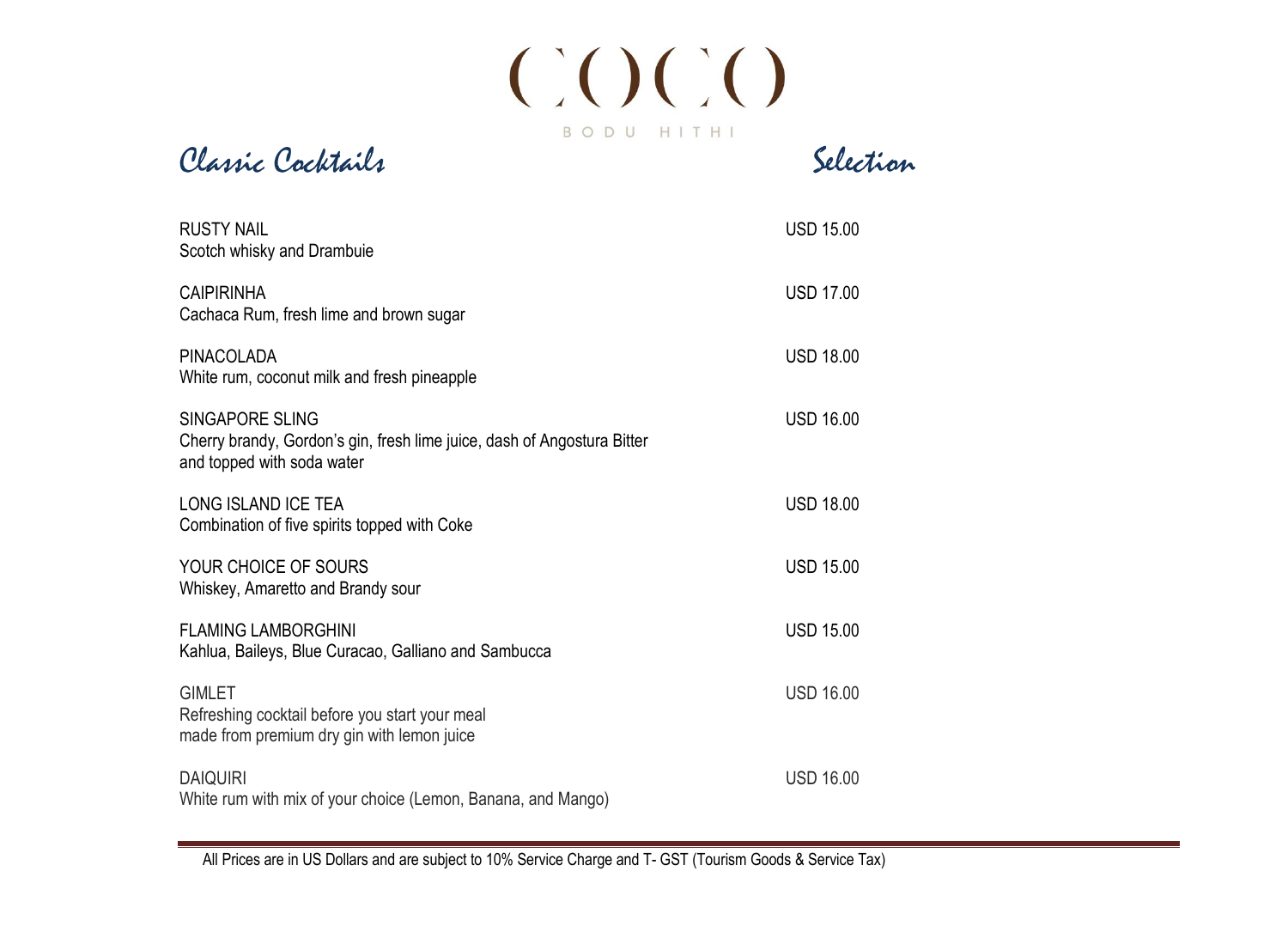COCO

BODU HITHI

# Classic Cocktails Selection

| Cocktail | Price |
|---|---|
| RUSTY NAIL<br>Scotch whisky and Drambuie | USD 15.00 |
| CAIPIRINHA<br>Cachaca Rum, fresh lime and brown sugar | USD 17.00 |
| PINACOLADA<br>White rum, coconut milk and fresh pineapple | USD 18.00 |
| SINGAPORE SLING<br>Cherry brandy, Gordon's gin, fresh lime juice, dash of Angostura Bitter and topped with soda water | USD 16.00 |
| LONG ISLAND ICE TEA<br>Combination of five spirits topped with Coke | USD 18.00 |
| YOUR CHOICE OF SOURS<br>Whiskey, Amaretto and Brandy sour | USD 15.00 |
| FLAMING LAMBORGHINI<br>Kahlua, Baileys, Blue Curacao, Galliano and Sambucca | USD 15.00 |
| GIMLET<br>Refreshing cocktail before you start your meal made from premium dry gin with lemon juice | USD 16.00 |
| DAIQUIRI<br>White rum with mix of your choice (Lemon, Banana, and Mango) | USD 16.00 |

All Prices are in US Dollars and are subject to 10% Service Charge and T- GST (Tourism Goods & Service Tax)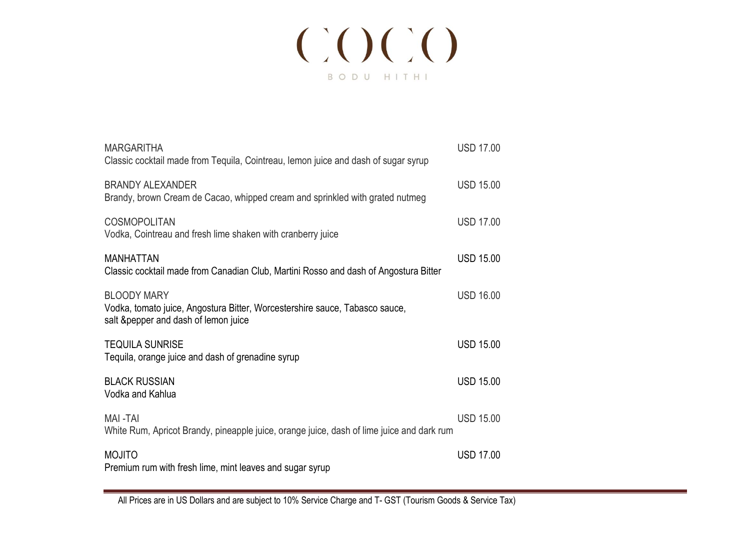# COCO

BODU HITHI

| | |
|---|---|
| MARGARITHA<br>Classic cocktail made from Tequila, Cointreau, lemon juice and dash of sugar syrup | USD 17.00 |
| BRANDY ALEXANDER<br>Brandy, brown Cream de Cacao, whipped cream and sprinkled with grated nutmeg | USD 15.00 |
| COSMOPOLITAN<br>Vodka, Cointreau and fresh lime shaken with cranberry juice | USD 17.00 |
| MANHATTAN<br>Classic cocktail made from Canadian Club, Martini Rosso and dash of Angostura Bitter | USD 15.00 |
| BLOODY MARY<br>Vodka, tomato juice, Angostura Bitter, Worcestershire sauce, Tabasco sauce, salt &pepper and dash of lemon juice | USD 16.00 |
| TEQUILA SUNRISE<br>Tequila, orange juice and dash of grenadine syrup | USD 15.00 |
| BLACK RUSSIAN<br>Vodka and Kahlua | USD 15.00 |
| MAI -TAI<br>White Rum, Apricot Brandy, pineapple juice, orange juice, dash of lime juice and dark rum | USD 15.00 |
| MOJITO<br>Premium rum with fresh lime, mint leaves and sugar syrup | USD 17.00 |

All Prices are in US Dollars and are subject to 10% Service Charge and T- GST (Tourism Goods & Service Tax)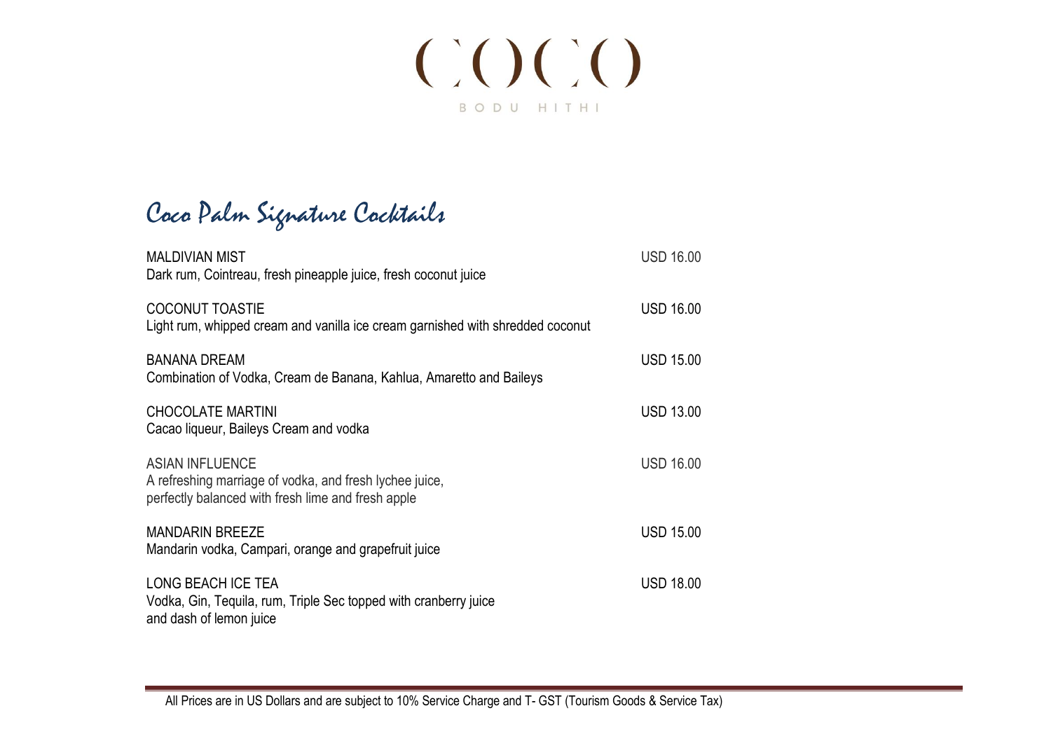# COCO

BODU HITHI

## Coco Palm Signature Cocktails

| | |
|---|---|
| MALDIVIAN MIST<br>Dark rum, Cointreau, fresh pineapple juice, fresh coconut juice | USD 16.00 |
| COCONUT TOASTIE<br>Light rum, whipped cream and vanilla ice cream garnished with shredded coconut | USD 16.00 |
| BANANA DREAM<br>Combination of Vodka, Cream de Banana, Kahlua, Amaretto and Baileys | USD 15.00 |
| CHOCOLATE MARTINI<br>Cacao liqueur, Baileys Cream and vodka | USD 13.00 |
| ASIAN INFLUENCE<br>A refreshing marriage of vodka, and fresh lychee juice, perfectly balanced with fresh lime and fresh apple | USD 16.00 |
| MANDARIN BREEZE<br>Mandarin vodka, Campari, orange and grapefruit juice | USD 15.00 |
| LONG BEACH ICE TEA<br>Vodka, Gin, Tequila, rum, Triple Sec topped with cranberry juice and dash of lemon juice | USD 18.00 |

All Prices are in US Dollars and are subject to 10% Service Charge and T- GST (Tourism Goods & Service Tax)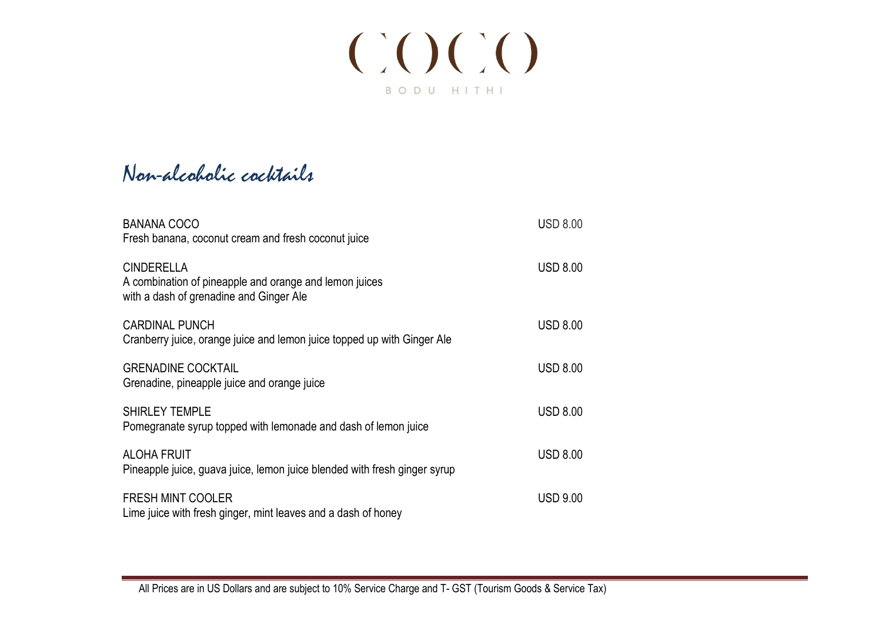# COCO BODU HITHI

## Non-alcoholic cocktails

**BANANA COCO** — USD 8.00
Fresh banana, coconut cream and fresh coconut juice

**CINDERELLA** — USD 8.00
A combination of pineapple and orange and lemon juices with a dash of grenadine and Ginger Ale

**CARDINAL PUNCH** — USD 8.00
Cranberry juice, orange juice and lemon juice topped up with Ginger Ale

**GRENADINE COCKTAIL** — USD 8.00
Grenadine, pineapple juice and orange juice

**SHIRLEY TEMPLE** — USD 8.00
Pomegranate syrup topped with lemonade and dash of lemon juice

**ALOHA FRUIT** — USD 8.00
Pineapple juice, guava juice, lemon juice blended with fresh ginger syrup

**FRESH MINT COOLER** — USD 9.00
Lime juice with fresh ginger, mint leaves and a dash of honey

---

All Prices are in US Dollars and are subject to 10% Service Charge and T- GST (Tourism Goods & Service Tax)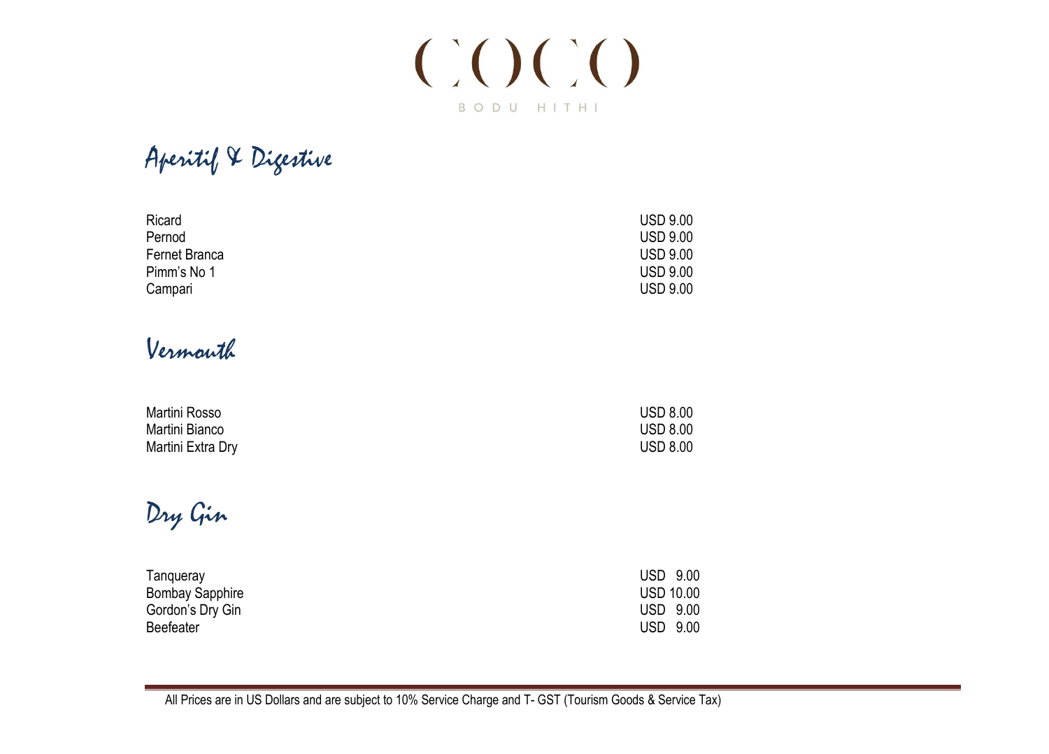# COCO

BODU HITHI

## Aperitif & Digestive

| | |
|---|---|
| Ricard | USD 9.00 |
| Pernod | USD 9.00 |
| Fernet Branca | USD 9.00 |
| Pimm's No 1 | USD 9.00 |
| Campari | USD 9.00 |

## Vermouth

| | |
|---|---|
| Martini Rosso | USD 8.00 |
| Martini Bianco | USD 8.00 |
| Martini Extra Dry | USD 8.00 |

## Dry Gin

| | |
|---|---|
| Tanqueray | USD 9.00 |
| Bombay Sapphire | USD 10.00 |
| Gordon's Dry Gin | USD 9.00 |
| Beefeater | USD 9.00 |

All Prices are in US Dollars and are subject to 10% Service Charge and T- GST (Tourism Goods & Service Tax)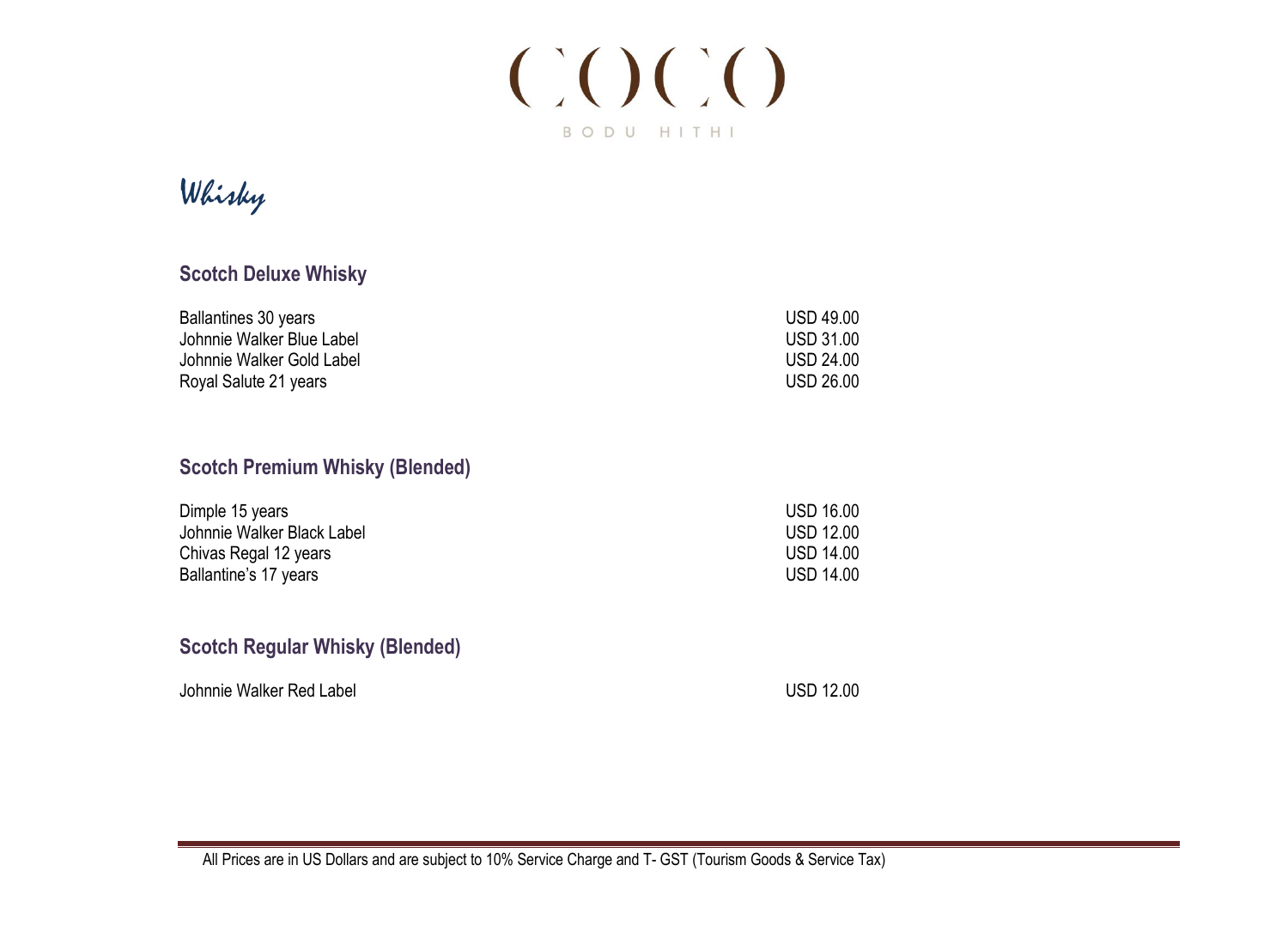COCO

BODU HITHI

# *Whisky*

## Scotch Deluxe Whisky

| | |
|---|---|
| Ballantines 30 years | USD 49.00 |
| Johnnie Walker Blue Label | USD 31.00 |
| Johnnie Walker Gold Label | USD 24.00 |
| Royal Salute 21 years | USD 26.00 |

## Scotch Premium Whisky (Blended)

| | |
|---|---|
| Dimple 15 years | USD 16.00 |
| Johnnie Walker Black Label | USD 12.00 |
| Chivas Regal 12 years | USD 14.00 |
| Ballantine's 17 years | USD 14.00 |

## Scotch Regular Whisky (Blended)

| | |
|---|---|
| Johnnie Walker Red Label | USD 12.00 |

All Prices are in US Dollars and are subject to 10% Service Charge and T- GST (Tourism Goods & Service Tax)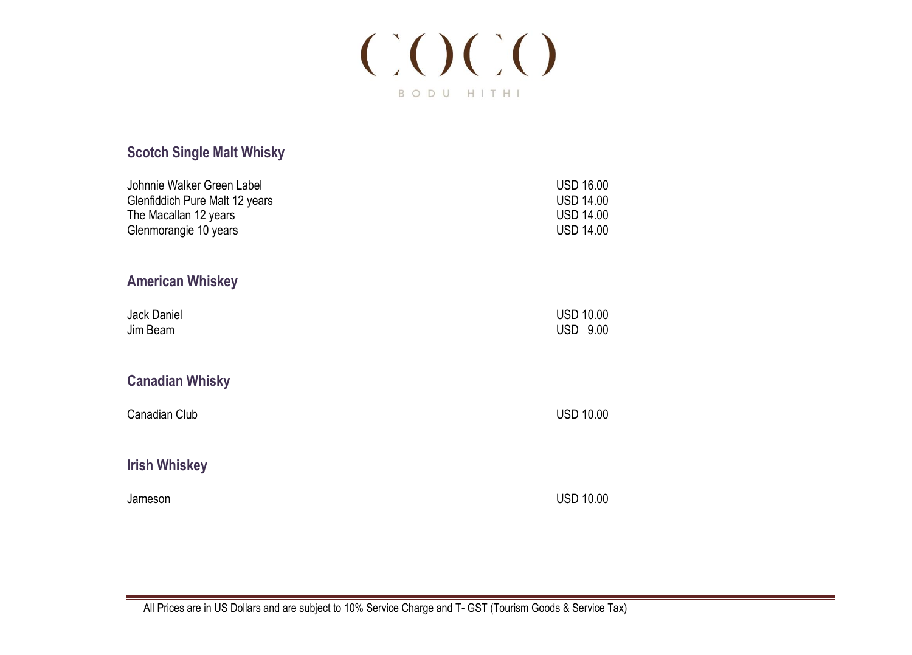# COCO

BODU HITHI

## Scotch Single Malt Whisky

| | |
|---|---|
| Johnnie Walker Green Label | USD 16.00 |
| Glenfiddich Pure Malt 12 years | USD 14.00 |
| The Macallan 12 years | USD 14.00 |
| Glenmorangie 10 years | USD 14.00 |

## American Whiskey

| | |
|---|---|
| Jack Daniel | USD 10.00 |
| Jim Beam | USD 9.00 |

## Canadian Whisky

| | |
|---|---|
| Canadian Club | USD 10.00 |

## Irish Whiskey

| | |
|---|---|
| Jameson | USD 10.00 |

All Prices are in US Dollars and are subject to 10% Service Charge and T- GST (Tourism Goods & Service Tax)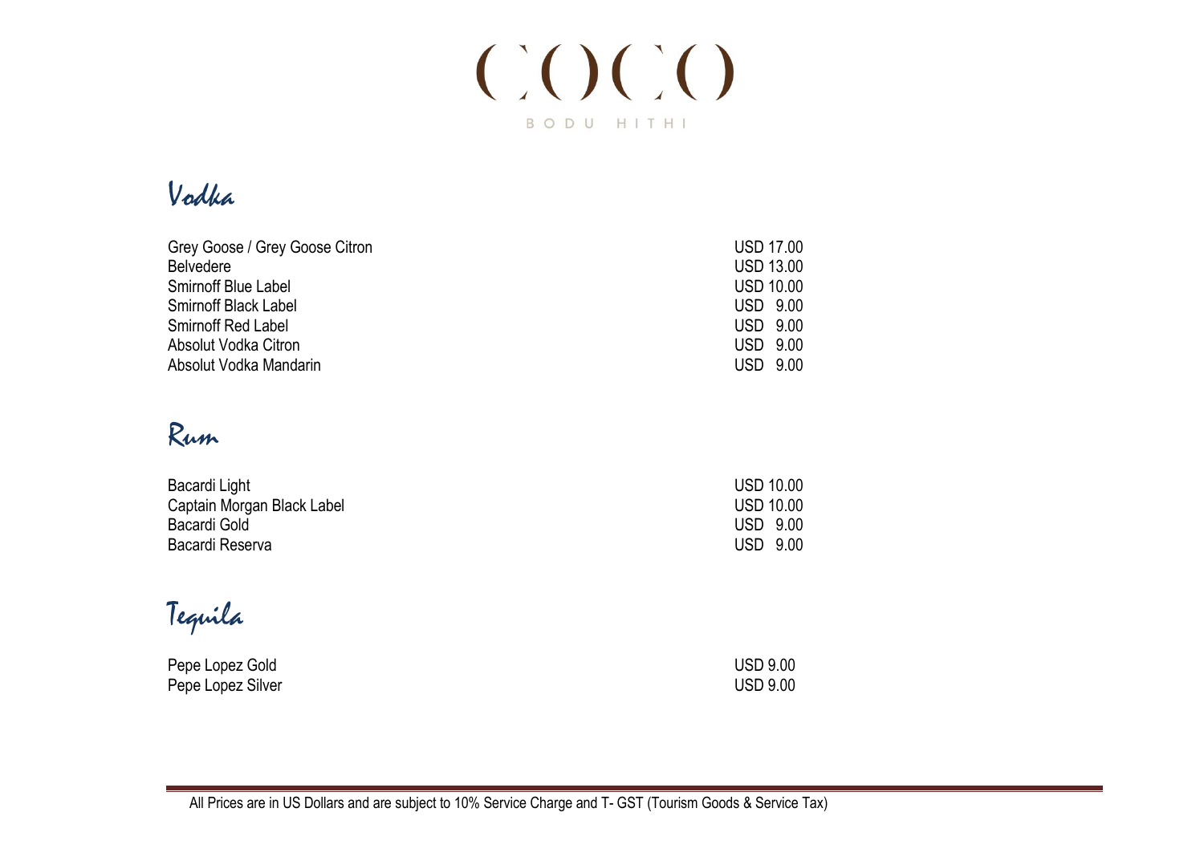# COCO

BODU HITHI

## Vodka

| | |
|---|---|
| Grey Goose / Grey Goose Citron | USD 17.00 |
| Belvedere | USD 13.00 |
| Smirnoff Blue Label | USD 10.00 |
| Smirnoff Black Label | USD 9.00 |
| Smirnoff Red Label | USD 9.00 |
| Absolut Vodka Citron | USD 9.00 |
| Absolut Vodka Mandarin | USD 9.00 |

## Rum

| | |
|---|---|
| Bacardi Light | USD 10.00 |
| Captain Morgan Black Label | USD 10.00 |
| Bacardi Gold | USD 9.00 |
| Bacardi Reserva | USD 9.00 |

## Tequila

| | |
|---|---|
| Pepe Lopez Gold | USD 9.00 |
| Pepe Lopez Silver | USD 9.00 |

All Prices are in US Dollars and are subject to 10% Service Charge and T- GST (Tourism Goods & Service Tax)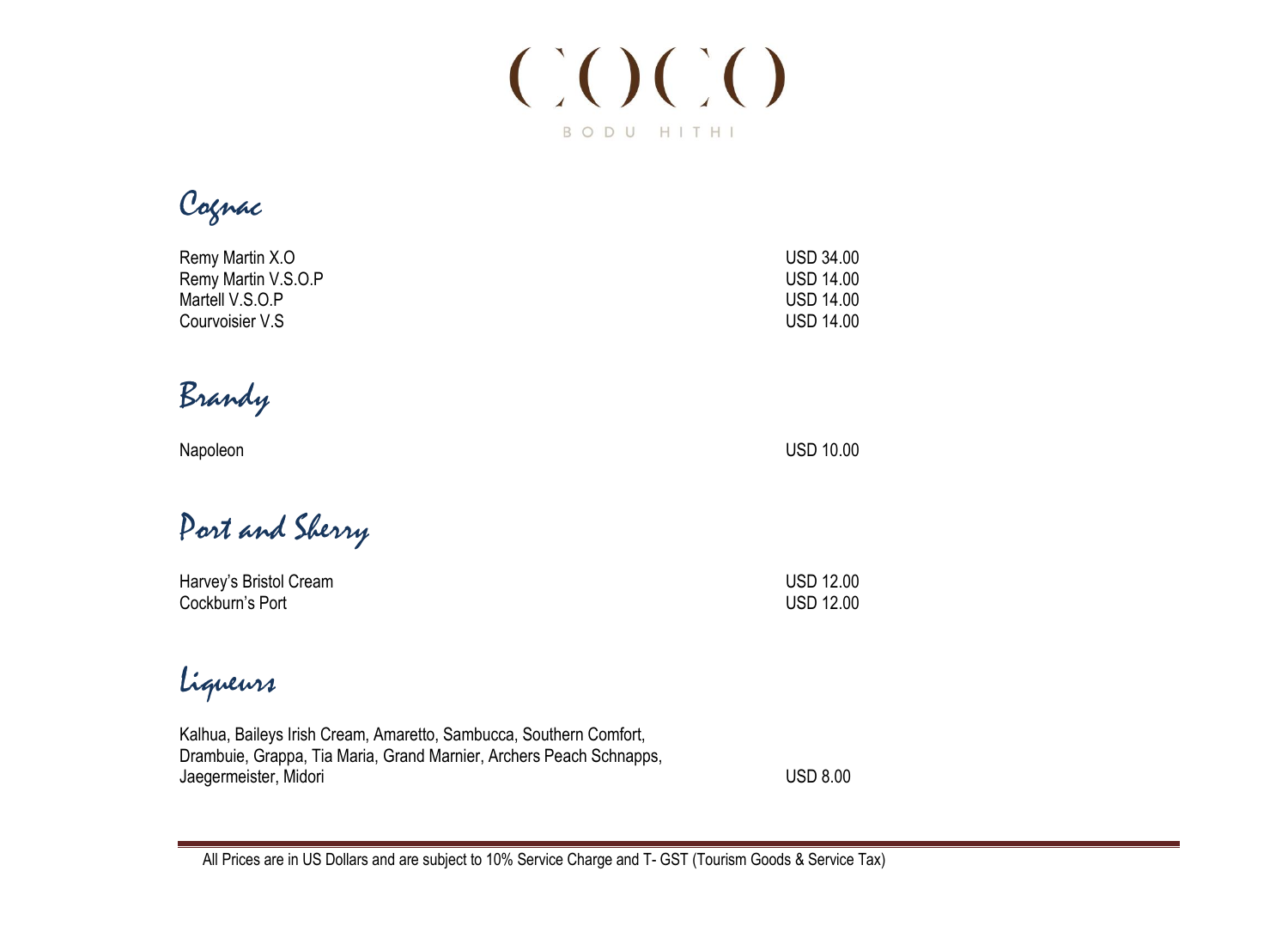# COCO

BODU HITHI

## Cognac

| | |
|---|---|
| Remy Martin X.O | USD 34.00 |
| Remy Martin V.S.O.P | USD 14.00 |
| Martell V.S.O.P | USD 14.00 |
| Courvoisier V.S | USD 14.00 |

## Brandy

| | |
|---|---|
| Napoleon | USD 10.00 |

## Port and Sherry

| | |
|---|---|
| Harvey's Bristol Cream | USD 12.00 |
| Cockburn's Port | USD 12.00 |

## Liqueurs

| | |
|---|---|
| Kalhua, Baileys Irish Cream, Amaretto, Sambucca, Southern Comfort, Drambuie, Grappa, Tia Maria, Grand Marnier, Archers Peach Schnapps, Jaegermeister, Midori | USD 8.00 |

All Prices are in US Dollars and are subject to 10% Service Charge and T- GST (Tourism Goods & Service Tax)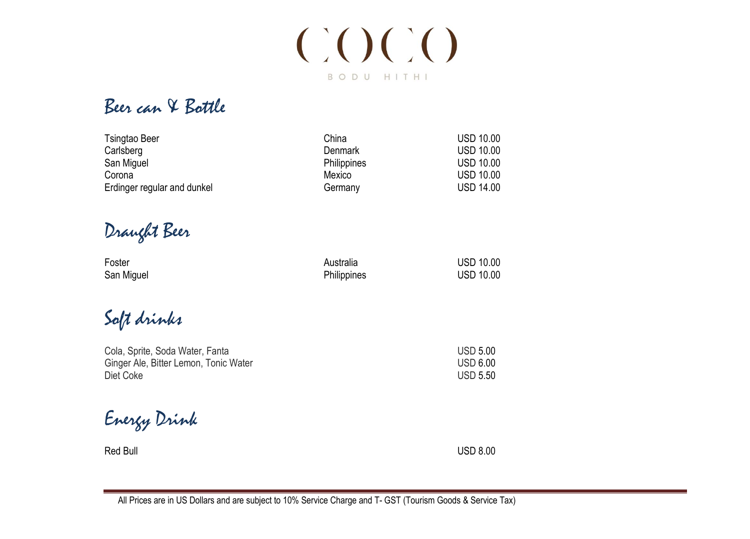# COCO

BODU HITHI

## Beer can & Bottle

| | | |
|---|---|---|
| Tsingtao Beer | China | USD 10.00 |
| Carlsberg | Denmark | USD 10.00 |
| San Miguel | Philippines | USD 10.00 |
| Corona | Mexico | USD 10.00 |
| Erdinger regular and dunkel | Germany | USD 14.00 |

## Draught Beer

| | | |
|---|---|---|
| Foster | Australia | USD 10.00 |
| San Miguel | Philippines | USD 10.00 |

## Soft drinks

| | |
|---|---|
| Cola, Sprite, Soda Water, Fanta | USD 5.00 |
| Ginger Ale, Bitter Lemon, Tonic Water | USD 6.00 |
| Diet Coke | USD 5.50 |

## Energy Drink

| | |
|---|---|
| Red Bull | USD 8.00 |

All Prices are in US Dollars and are subject to 10% Service Charge and T- GST (Tourism Goods & Service Tax)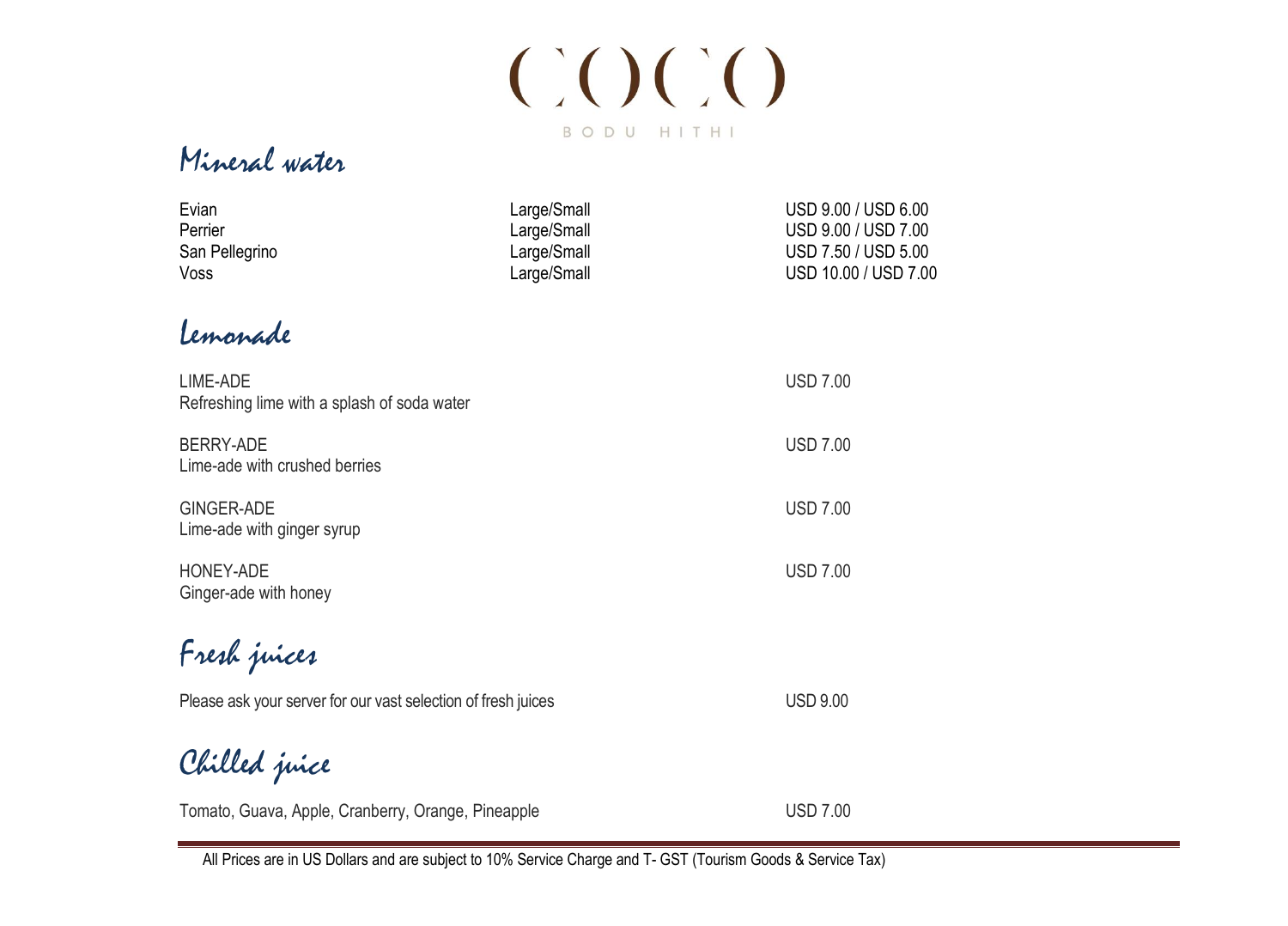# COCO

BODU HITHI

## Mineral water

| | | |
|---|---|---|
| Evian | Large/Small | USD 9.00 / USD 6.00 |
| Perrier | Large/Small | USD 9.00 / USD 7.00 |
| San Pellegrino | Large/Small | USD 7.50 / USD 5.00 |
| Voss | Large/Small | USD 10.00 / USD 7.00 |

## Lemonade

LIME-ADE
Refreshing lime with a splash of soda water — USD 7.00

BERRY-ADE
Lime-ade with crushed berries — USD 7.00

GINGER-ADE
Lime-ade with ginger syrup — USD 7.00

HONEY-ADE
Ginger-ade with honey — USD 7.00

## Fresh juices

Please ask your server for our vast selection of fresh juices — USD 9.00

## Chilled juice

Tomato, Guava, Apple, Cranberry, Orange, Pineapple — USD 7.00

All Prices are in US Dollars and are subject to 10% Service Charge and T- GST (Tourism Goods & Service Tax)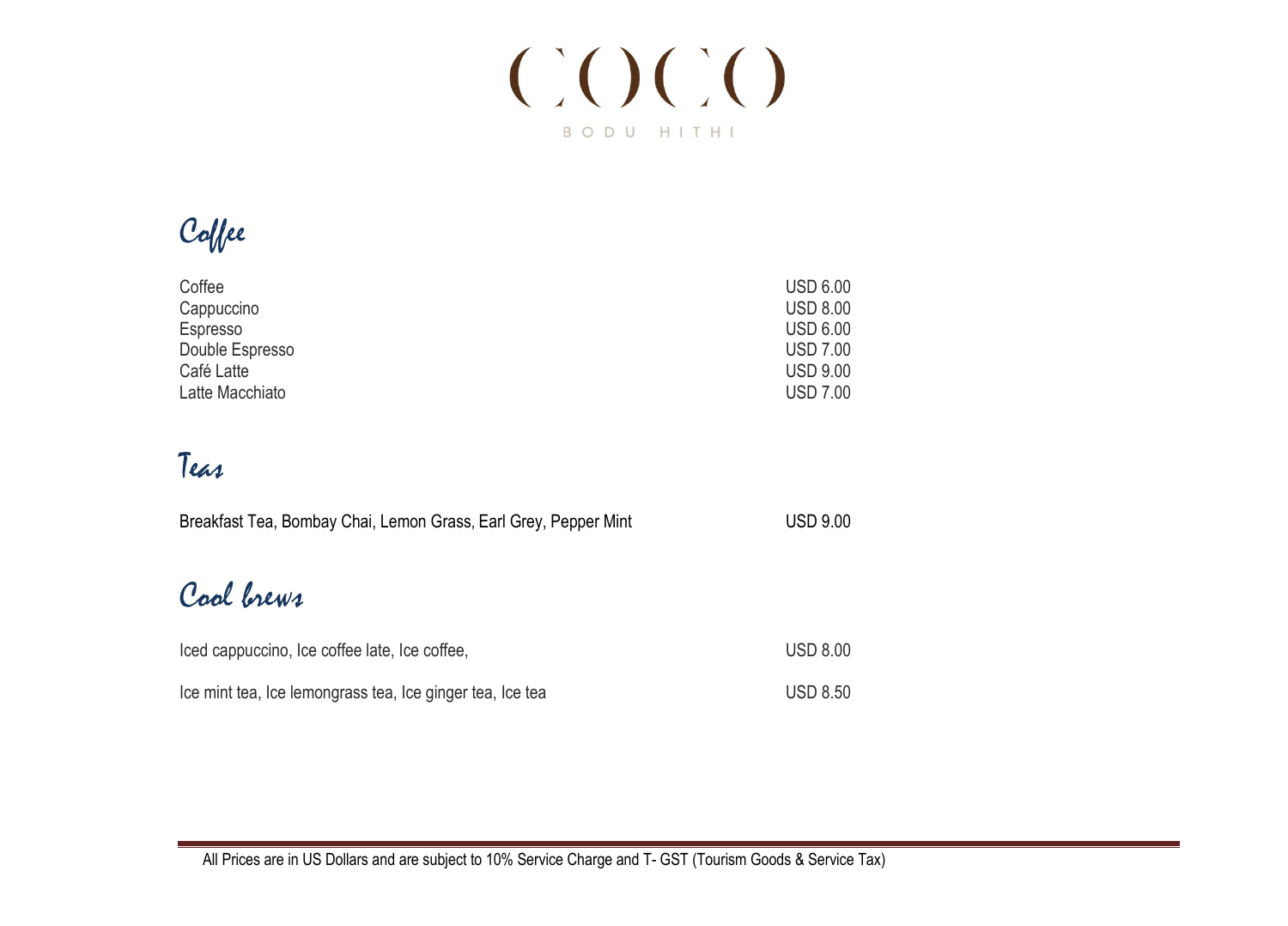# COCO
BODU HITHI

## Coffee

| Item | Price |
|---|---|
| Coffee | USD 6.00 |
| Cappuccino | USD 8.00 |
| Espresso | USD 6.00 |
| Double Espresso | USD 7.00 |
| Café Latte | USD 9.00 |
| Latte Macchiato | USD 7.00 |

## Teas

| Item | Price |
|---|---|
| Breakfast Tea, Bombay Chai, Lemon Grass, Earl Grey, Pepper Mint | USD 9.00 |

## Cool brews

| Item | Price |
|---|---|
| Iced cappuccino, Ice coffee late, Ice coffee, | USD 8.00 |
| Ice mint tea, Ice lemongrass tea, Ice ginger tea, Ice tea | USD 8.50 |

All Prices are in US Dollars and are subject to 10% Service Charge and T- GST (Tourism Goods & Service Tax)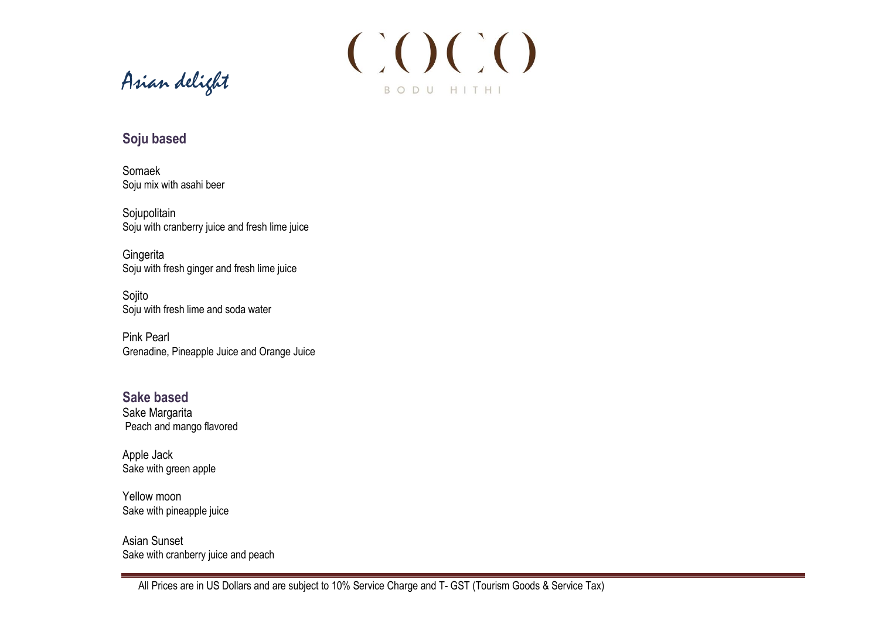Asian delight

COCO BODU HITHI

## Soju based

Somaek
Soju mix with asahi beer

Sojupolitain
Soju with cranberry juice and fresh lime juice

Gingerita
Soju with fresh ginger and fresh lime juice

Sojito
Soju with fresh lime and soda water

Pink Pearl
Grenadine, Pineapple Juice and Orange Juice

## Sake based

Sake Margarita
Peach and mango flavored

Apple Jack
Sake with green apple

Yellow moon
Sake with pineapple juice

Asian Sunset
Sake with cranberry juice and peach

All Prices are in US Dollars and are subject to 10% Service Charge and T- GST (Tourism Goods & Service Tax)